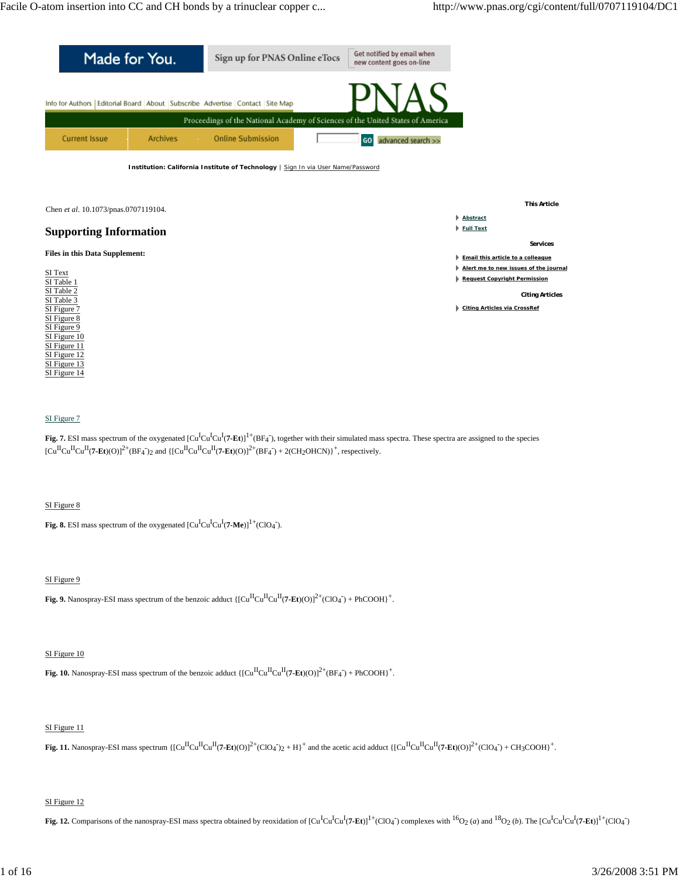Chen *et al*. 10.1073/pnas.0707119104.

## Supporting Information

**Files in this Data Supplement:**

SI Text
SI Table 1
SI Table 2
SI Table 3
SI Figure 7
SI Figure 8
SI Figure 9
SI Figure 10
SI Figure 11
SI Figure 12
SI Figure 13
SI Figure 14

SI Figure 7

**Fig. 7.** ESI mass spectrum of the oxygenated $[Cu^{I}Cu^{I}Cu^{I}(\mathbf{7\text{-}Et})]^{1+}(BF_4^-)$, together with their simulated mass spectra. These spectra are assigned to the species $[Cu^{II}Cu^{II}Cu^{II}(\mathbf{7\text{-}Et})(O)]^{2+}(BF_4^-)_2$ and $\{[Cu^{II}Cu^{II}Cu^{II}(\mathbf{7\text{-}Et})(O)]^{2+}(BF_4^-) + 2(CH_2OHCN)\}^+$, respectively.

SI Figure 8

**Fig. 8.** ESI mass spectrum of the oxygenated $[Cu^{I}Cu^{I}Cu^{I}(\mathbf{7\text{-}Me})]^{1+}(ClO_4^-)$.

SI Figure 9

**Fig. 9.** Nanospray-ESI mass spectrum of the benzoic adduct $\{[Cu^{II}Cu^{II}Cu^{II}(\mathbf{7\text{-}Et})(O)]^{2+}(ClO_4^-) + PhCOOH\}^+$.

SI Figure 10

**Fig. 10.** Nanospray-ESI mass spectrum of the benzoic adduct $\{[Cu^{II}Cu^{II}Cu^{II}(\mathbf{7\text{-}Et})(O)]^{2+}(BF_4^-) + PhCOOH\}^+$.

SI Figure 11

**Fig. 11.** Nanospray-ESI mass spectrum $\{[Cu^{II}Cu^{II}Cu^{II}(\mathbf{7\text{-}Et})(O)]^{2+}(ClO_4^-)_2 + H\}^+$ and the acetic acid adduct $\{[Cu^{II}Cu^{II}Cu^{II}(\mathbf{7\text{-}Et})(O)]^{2+}(ClO_4^-) + CH_3COOH\}^+$.

SI Figure 12

**Fig. 12.** Comparisons of the nanospray-ESI mass spectra obtained by reoxidation of $[Cu^{I}Cu^{I}Cu^{I}(\mathbf{7\text{-}Et})]^{1+}(ClO_4^-)$ complexes with $^{16}O_2$ (*a*) and $^{18}O_2$ (*b*). The $[Cu^{I}Cu^{I}Cu^{I}(\mathbf{7\text{-}Et})]^{1+}(ClO_4^-)$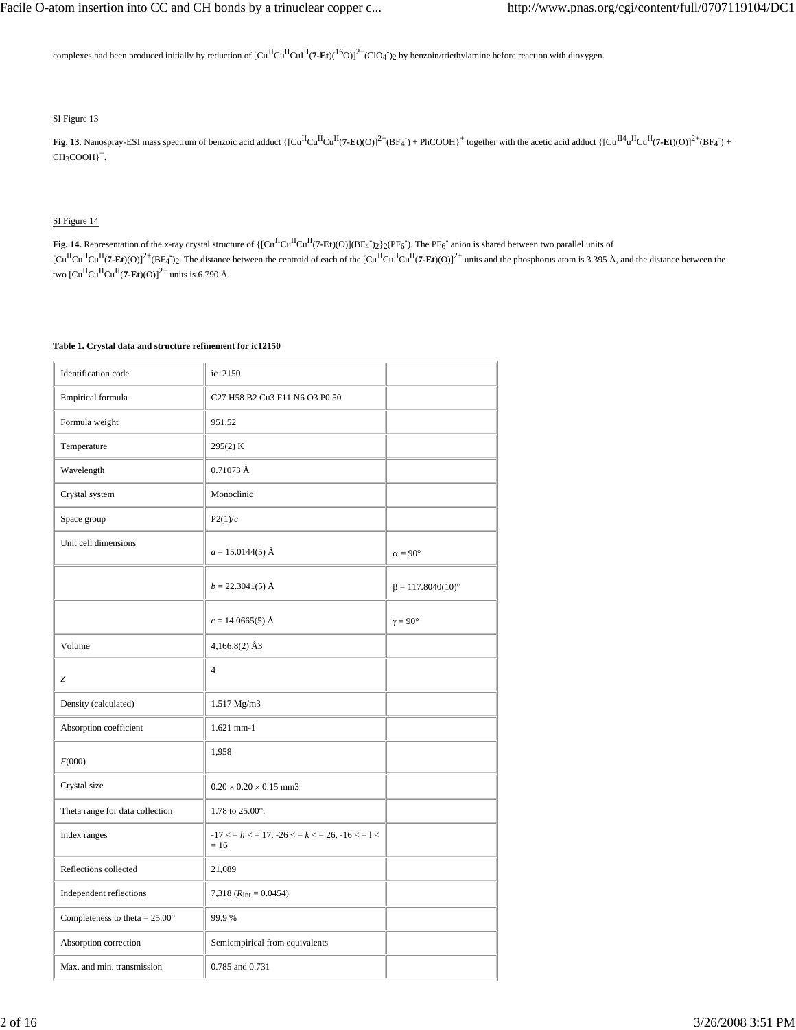complexes had been produced initially by reduction of $[Cu^{II}Cu^{II}CuI^{II}$(**7-Et**)($^{16}$O)]$^{2+}$($ClO_4^-$)$_2$ by benzoin/triethylamine before reaction with dioxygen.

SI Figure 13

**Fig. 13.** Nanospray-ESI mass spectrum of benzoic acid adduct {$[Cu^{II}Cu^{II}Cu^{II}$(**7-Et**)(O)]$^{2+}$($BF_4^-$) + PhCOOH}$^+$ together with the acetic acid adduct {$[Cu^{II4}u^{II}Cu^{II}$(**7-Et**)(O)]$^{2+}$($BF_4^-$) + $CH_3COOH$}$^+$.

SI Figure 14

**Fig. 14.** Representation of the x-ray crystal structure of {$[Cu^{II}Cu^{II}Cu^{II}$(**7-Et**)(O)]($BF_4^-$)$_2$}$_2$($PF_6^-$). The $PF_6^-$ anion is shared between two parallel units of $[Cu^{II}Cu^{II}Cu^{II}$(**7-Et**)(O)]$^{2+}$($BF_4^-$)$_2$. The distance between the centroid of each of the $[Cu^{II}Cu^{II}Cu^{II}$(**7-Et**)(O)]$^{2+}$ units and the phosphorus atom is 3.395 Å, and the distance between the two $[Cu^{II}Cu^{II}Cu^{II}$(**7-Et**)(O)]$^{2+}$ units is 6.790 Å.

**Table 1. Crystal data and structure refinement for ic12150**

| | | |
|---|---|---|
| Identification code | ic12150 | |
| Empirical formula | C27 H58 B2 Cu3 F11 N6 O3 P0.50 | |
| Formula weight | 951.52 | |
| Temperature | 295(2) K | |
| Wavelength | 0.71073 Å | |
| Crystal system | Monoclinic | |
| Space group | P2(1)/*c* | |
| Unit cell dimensions | *a* = 15.0144(5) Å | α = 90° |
| | *b* = 22.3041(5) Å | β = 117.8040(10)° |
| | *c* = 14.0665(5) Å | γ = 90° |
| Volume | 4,166.8(2) Å3 | |
| *Z* | 4 | |
| Density (calculated) | 1.517 Mg/m3 | |
| Absorption coefficient | 1.621 mm-1 | |
| *F*(000) | 1,958 | |
| Crystal size | 0.20 × 0.20 × 0.15 mm3 | |
| Theta range for data collection | 1.78 to 25.00°. | |
| Index ranges | -17 < = *h* < = 17, -26 < = *k* < = 26, -16 < = l < = 16 | |
| Reflections collected | 21,089 | |
| Independent reflections | 7,318 ($R_{int}$ = 0.0454) | |
| Completeness to theta = 25.00° | 99.9 % | |
| Absorption correction | Semiempirical from equivalents | |
| Max. and min. transmission | 0.785 and 0.731 | |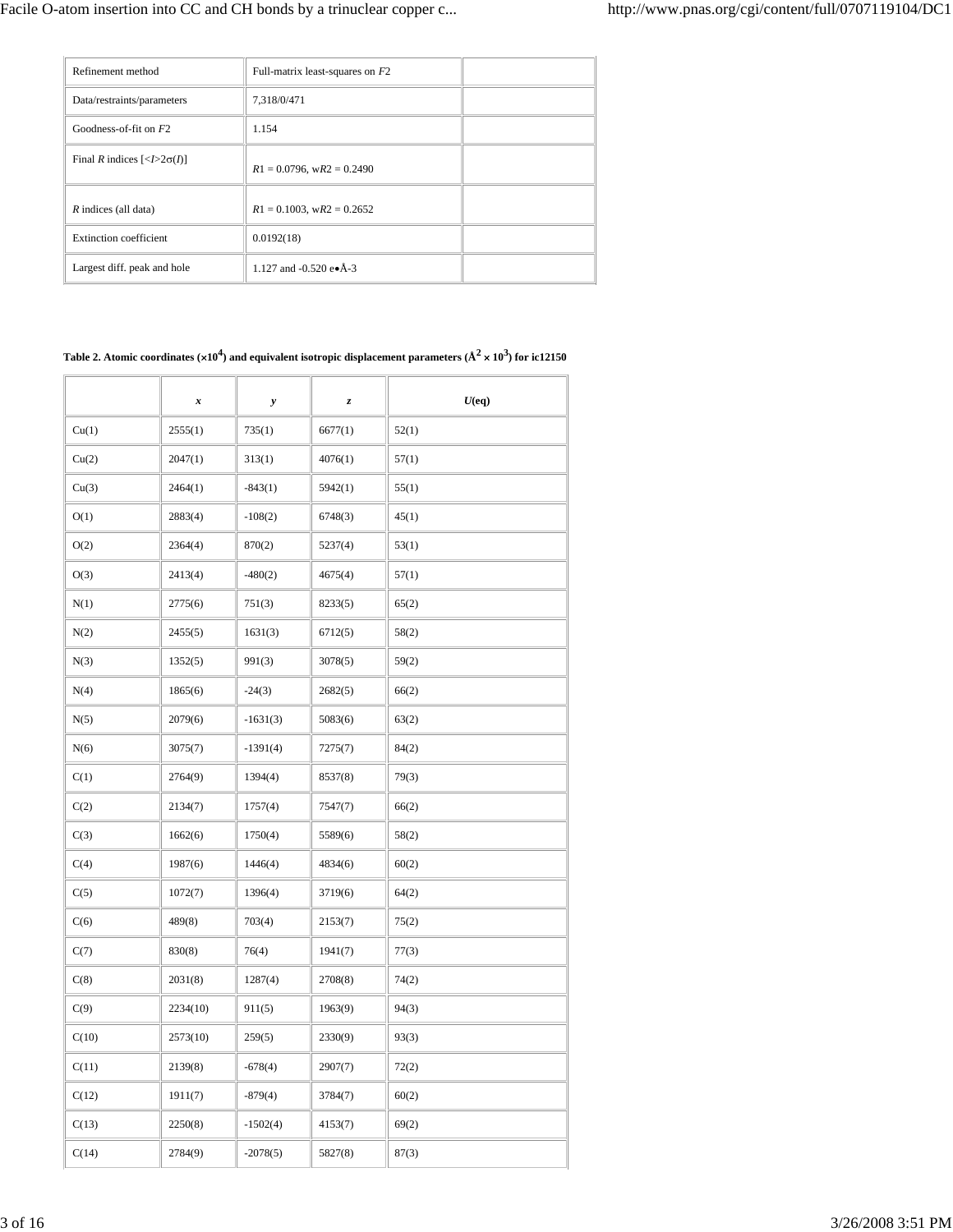| | | |
|---|---|---|
| Refinement method | Full-matrix least-squares on *F*2 | |
| Data/restraints/parameters | 7,318/0/471 | |
| Goodness-of-fit on *F*2 | 1.154 | |
| Final *R* indices [<*I*>2σ(*I*)] | *R*1 = 0.0796, w*R*2 = 0.2490 | |
| *R* indices (all data) | *R*1 = 0.1003, w*R*2 = 0.2652 | |
| Extinction coefficient | 0.0192(18) | |
| Largest diff. peak and hole | 1.127 and -0.520 e•Å-3 | |

**Table 2. Atomic coordinates ($\times 10^4$) and equivalent isotropic displacement parameters ($Å^2 \times 10^3$) for ic12150**

| | *x* | *y* | *z* | *U*(eq) |
|---|---|---|---|---|
| Cu(1) | 2555(1) | 735(1) | 6677(1) | 52(1) |
| Cu(2) | 2047(1) | 313(1) | 4076(1) | 57(1) |
| Cu(3) | 2464(1) | -843(1) | 5942(1) | 55(1) |
| O(1) | 2883(4) | -108(2) | 6748(3) | 45(1) |
| O(2) | 2364(4) | 870(2) | 5237(4) | 53(1) |
| O(3) | 2413(4) | -480(2) | 4675(4) | 57(1) |
| N(1) | 2775(6) | 751(3) | 8233(5) | 65(2) |
| N(2) | 2455(5) | 1631(3) | 6712(5) | 58(2) |
| N(3) | 1352(5) | 991(3) | 3078(5) | 59(2) |
| N(4) | 1865(6) | -24(3) | 2682(5) | 66(2) |
| N(5) | 2079(6) | -1631(3) | 5083(6) | 63(2) |
| N(6) | 3075(7) | -1391(4) | 7275(7) | 84(2) |
| C(1) | 2764(9) | 1394(4) | 8537(8) | 79(3) |
| C(2) | 2134(7) | 1757(4) | 7547(7) | 66(2) |
| C(3) | 1662(6) | 1750(4) | 5589(6) | 58(2) |
| C(4) | 1987(6) | 1446(4) | 4834(6) | 60(2) |
| C(5) | 1072(7) | 1396(4) | 3719(6) | 64(2) |
| C(6) | 489(8) | 703(4) | 2153(7) | 75(2) |
| C(7) | 830(8) | 76(4) | 1941(7) | 77(3) |
| C(8) | 2031(8) | 1287(4) | 2708(8) | 74(2) |
| C(9) | 2234(10) | 911(5) | 1963(9) | 94(3) |
| C(10) | 2573(10) | 259(5) | 2330(9) | 93(3) |
| C(11) | 2139(8) | -678(4) | 2907(7) | 72(2) |
| C(12) | 1911(7) | -879(4) | 3784(7) | 60(2) |
| C(13) | 2250(8) | -1502(4) | 4153(7) | 69(2) |
| C(14) | 2784(9) | -2078(5) | 5827(8) | 87(3) |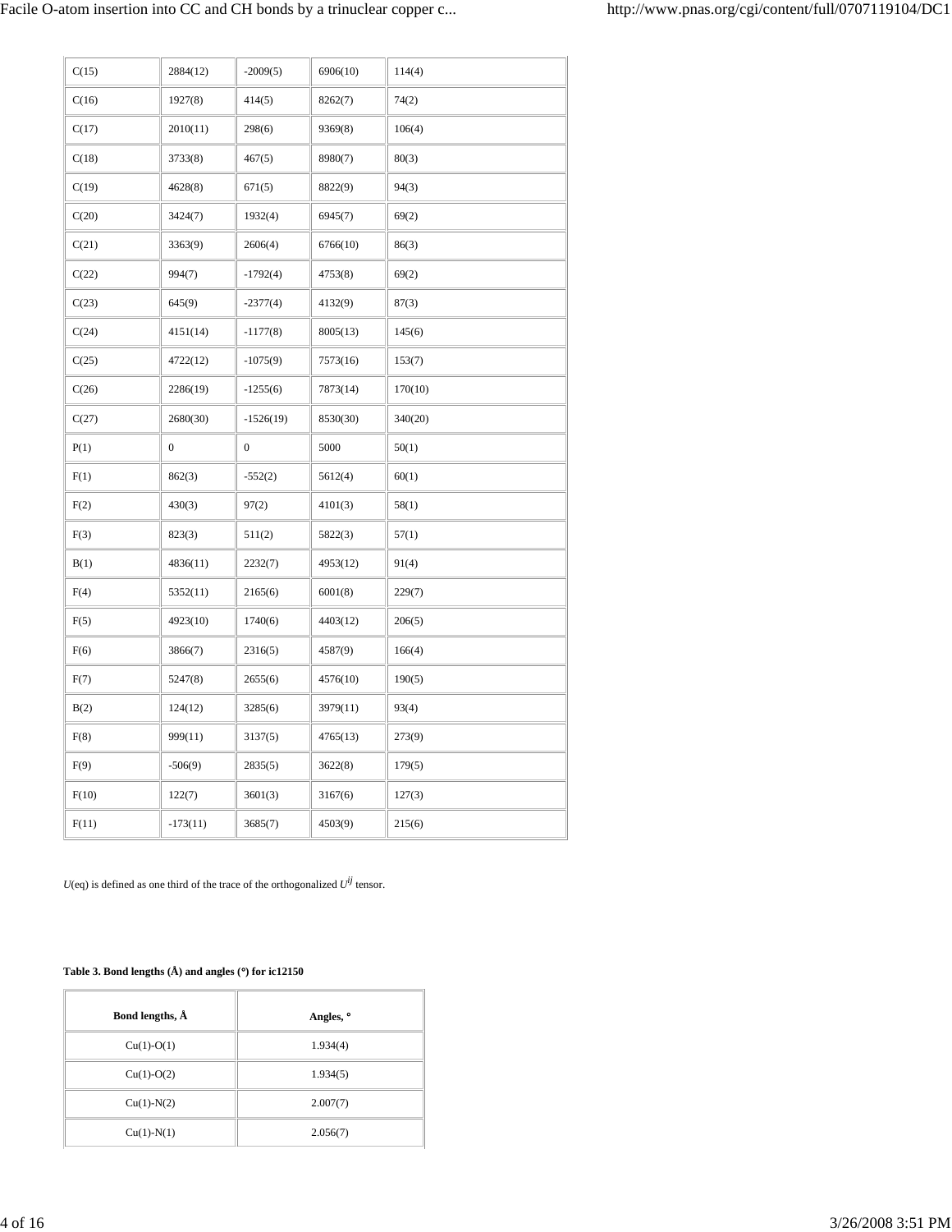| | | | | |
|---|---|---|---|---|
| C(15) | 2884(12) | -2009(5) | 6906(10) | 114(4) |
| C(16) | 1927(8) | 414(5) | 8262(7) | 74(2) |
| C(17) | 2010(11) | 298(6) | 9369(8) | 106(4) |
| C(18) | 3733(8) | 467(5) | 8980(7) | 80(3) |
| C(19) | 4628(8) | 671(5) | 8822(9) | 94(3) |
| C(20) | 3424(7) | 1932(4) | 6945(7) | 69(2) |
| C(21) | 3363(9) | 2606(4) | 6766(10) | 86(3) |
| C(22) | 994(7) | -1792(4) | 4753(8) | 69(2) |
| C(23) | 645(9) | -2377(4) | 4132(9) | 87(3) |
| C(24) | 4151(14) | -1177(8) | 8005(13) | 145(6) |
| C(25) | 4722(12) | -1075(9) | 7573(16) | 153(7) |
| C(26) | 2286(19) | -1255(6) | 7873(14) | 170(10) |
| C(27) | 2680(30) | -1526(19) | 8530(30) | 340(20) |
| P(1) | 0 | 0 | 5000 | 50(1) |
| F(1) | 862(3) | -552(2) | 5612(4) | 60(1) |
| F(2) | 430(3) | 97(2) | 4101(3) | 58(1) |
| F(3) | 823(3) | 511(2) | 5822(3) | 57(1) |
| B(1) | 4836(11) | 2232(7) | 4953(12) | 91(4) |
| F(4) | 5352(11) | 2165(6) | 6001(8) | 229(7) |
| F(5) | 4923(10) | 1740(6) | 4403(12) | 206(5) |
| F(6) | 3866(7) | 2316(5) | 4587(9) | 166(4) |
| F(7) | 5247(8) | 2655(6) | 4576(10) | 190(5) |
| B(2) | 124(12) | 3285(6) | 3979(11) | 93(4) |
| F(8) | 999(11) | 3137(5) | 4765(13) | 273(9) |
| F(9) | -506(9) | 2835(5) | 3622(8) | 179(5) |
| F(10) | 122(7) | 3601(3) | 3167(6) | 127(3) |
| F(11) | -173(11) | 3685(7) | 4503(9) | 215(6) |

$U$(eq) is defined as one third of the trace of the orthogonalized $U^{ij}$ tensor.

**Table 3. Bond lengths (Å) and angles (°) for ic12150**

| Bond lengths, Å | Angles, ° |
|---|---|
| Cu(1)-O(1) | 1.934(4) |
| Cu(1)-O(2) | 1.934(5) |
| Cu(1)-N(2) | 2.007(7) |
| Cu(1)-N(1) | 2.056(7) |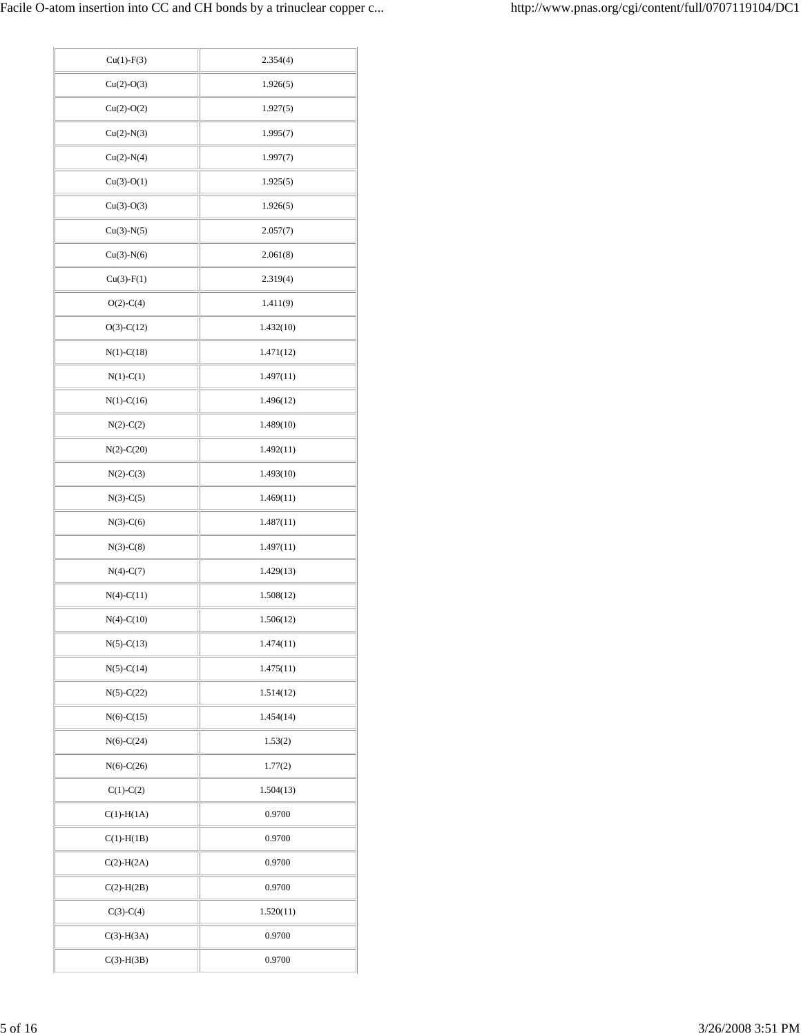| | |
|---|---|
| Cu(1)-F(3) | 2.354(4) |
| Cu(2)-O(3) | 1.926(5) |
| Cu(2)-O(2) | 1.927(5) |
| Cu(2)-N(3) | 1.995(7) |
| Cu(2)-N(4) | 1.997(7) |
| Cu(3)-O(1) | 1.925(5) |
| Cu(3)-O(3) | 1.926(5) |
| Cu(3)-N(5) | 2.057(7) |
| Cu(3)-N(6) | 2.061(8) |
| Cu(3)-F(1) | 2.319(4) |
| O(2)-C(4) | 1.411(9) |
| O(3)-C(12) | 1.432(10) |
| N(1)-C(18) | 1.471(12) |
| N(1)-C(1) | 1.497(11) |
| N(1)-C(16) | 1.496(12) |
| N(2)-C(2) | 1.489(10) |
| N(2)-C(20) | 1.492(11) |
| N(2)-C(3) | 1.493(10) |
| N(3)-C(5) | 1.469(11) |
| N(3)-C(6) | 1.487(11) |
| N(3)-C(8) | 1.497(11) |
| N(4)-C(7) | 1.429(13) |
| N(4)-C(11) | 1.508(12) |
| N(4)-C(10) | 1.506(12) |
| N(5)-C(13) | 1.474(11) |
| N(5)-C(14) | 1.475(11) |
| N(5)-C(22) | 1.514(12) |
| N(6)-C(15) | 1.454(14) |
| N(6)-C(24) | 1.53(2) |
| N(6)-C(26) | 1.77(2) |
| C(1)-C(2) | 1.504(13) |
| C(1)-H(1A) | 0.9700 |
| C(1)-H(1B) | 0.9700 |
| C(2)-H(2A) | 0.9700 |
| C(2)-H(2B) | 0.9700 |
| C(3)-C(4) | 1.520(11) |
| C(3)-H(3A) | 0.9700 |
| C(3)-H(3B) | 0.9700 |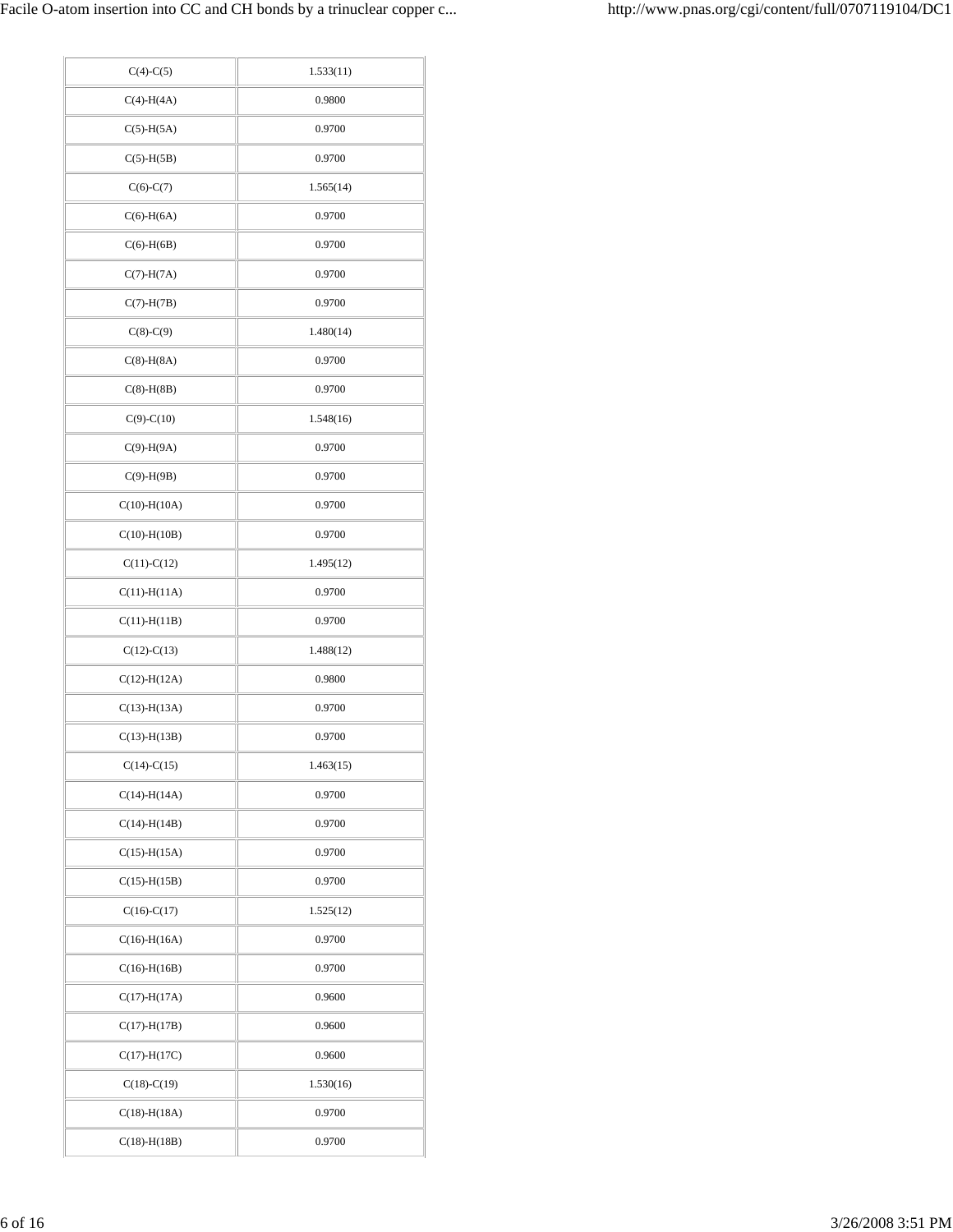| | |
|---|---|
| C(4)-C(5) | 1.533(11) |
| C(4)-H(4A) | 0.9800 |
| C(5)-H(5A) | 0.9700 |
| C(5)-H(5B) | 0.9700 |
| C(6)-C(7) | 1.565(14) |
| C(6)-H(6A) | 0.9700 |
| C(6)-H(6B) | 0.9700 |
| C(7)-H(7A) | 0.9700 |
| C(7)-H(7B) | 0.9700 |
| C(8)-C(9) | 1.480(14) |
| C(8)-H(8A) | 0.9700 |
| C(8)-H(8B) | 0.9700 |
| C(9)-C(10) | 1.548(16) |
| C(9)-H(9A) | 0.9700 |
| C(9)-H(9B) | 0.9700 |
| C(10)-H(10A) | 0.9700 |
| C(10)-H(10B) | 0.9700 |
| C(11)-C(12) | 1.495(12) |
| C(11)-H(11A) | 0.9700 |
| C(11)-H(11B) | 0.9700 |
| C(12)-C(13) | 1.488(12) |
| C(12)-H(12A) | 0.9800 |
| C(13)-H(13A) | 0.9700 |
| C(13)-H(13B) | 0.9700 |
| C(14)-C(15) | 1.463(15) |
| C(14)-H(14A) | 0.9700 |
| C(14)-H(14B) | 0.9700 |
| C(15)-H(15A) | 0.9700 |
| C(15)-H(15B) | 0.9700 |
| C(16)-C(17) | 1.525(12) |
| C(16)-H(16A) | 0.9700 |
| C(16)-H(16B) | 0.9700 |
| C(17)-H(17A) | 0.9600 |
| C(17)-H(17B) | 0.9600 |
| C(17)-H(17C) | 0.9600 |
| C(18)-C(19) | 1.530(16) |
| C(18)-H(18A) | 0.9700 |
| C(18)-H(18B) | 0.9700 |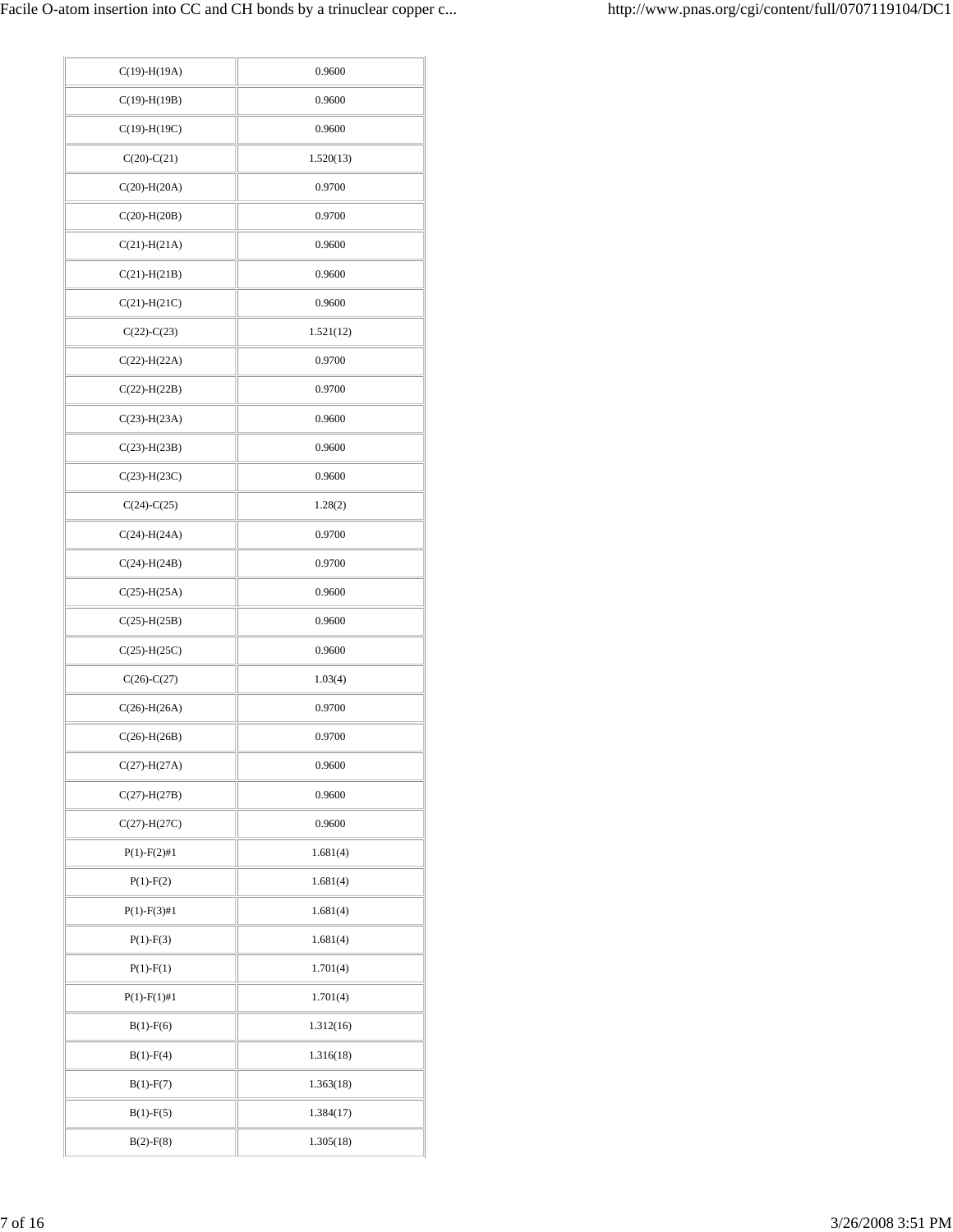| | |
|---|---|
| C(19)-H(19A) | 0.9600 |
| C(19)-H(19B) | 0.9600 |
| C(19)-H(19C) | 0.9600 |
| C(20)-C(21) | 1.520(13) |
| C(20)-H(20A) | 0.9700 |
| C(20)-H(20B) | 0.9700 |
| C(21)-H(21A) | 0.9600 |
| C(21)-H(21B) | 0.9600 |
| C(21)-H(21C) | 0.9600 |
| C(22)-C(23) | 1.521(12) |
| C(22)-H(22A) | 0.9700 |
| C(22)-H(22B) | 0.9700 |
| C(23)-H(23A) | 0.9600 |
| C(23)-H(23B) | 0.9600 |
| C(23)-H(23C) | 0.9600 |
| C(24)-C(25) | 1.28(2) |
| C(24)-H(24A) | 0.9700 |
| C(24)-H(24B) | 0.9700 |
| C(25)-H(25A) | 0.9600 |
| C(25)-H(25B) | 0.9600 |
| C(25)-H(25C) | 0.9600 |
| C(26)-C(27) | 1.03(4) |
| C(26)-H(26A) | 0.9700 |
| C(26)-H(26B) | 0.9700 |
| C(27)-H(27A) | 0.9600 |
| C(27)-H(27B) | 0.9600 |
| C(27)-H(27C) | 0.9600 |
| P(1)-F(2)#1 | 1.681(4) |
| P(1)-F(2) | 1.681(4) |
| P(1)-F(3)#1 | 1.681(4) |
| P(1)-F(3) | 1.681(4) |
| P(1)-F(1) | 1.701(4) |
| P(1)-F(1)#1 | 1.701(4) |
| B(1)-F(6) | 1.312(16) |
| B(1)-F(4) | 1.316(18) |
| B(1)-F(7) | 1.363(18) |
| B(1)-F(5) | 1.384(17) |
| B(2)-F(8) | 1.305(18) |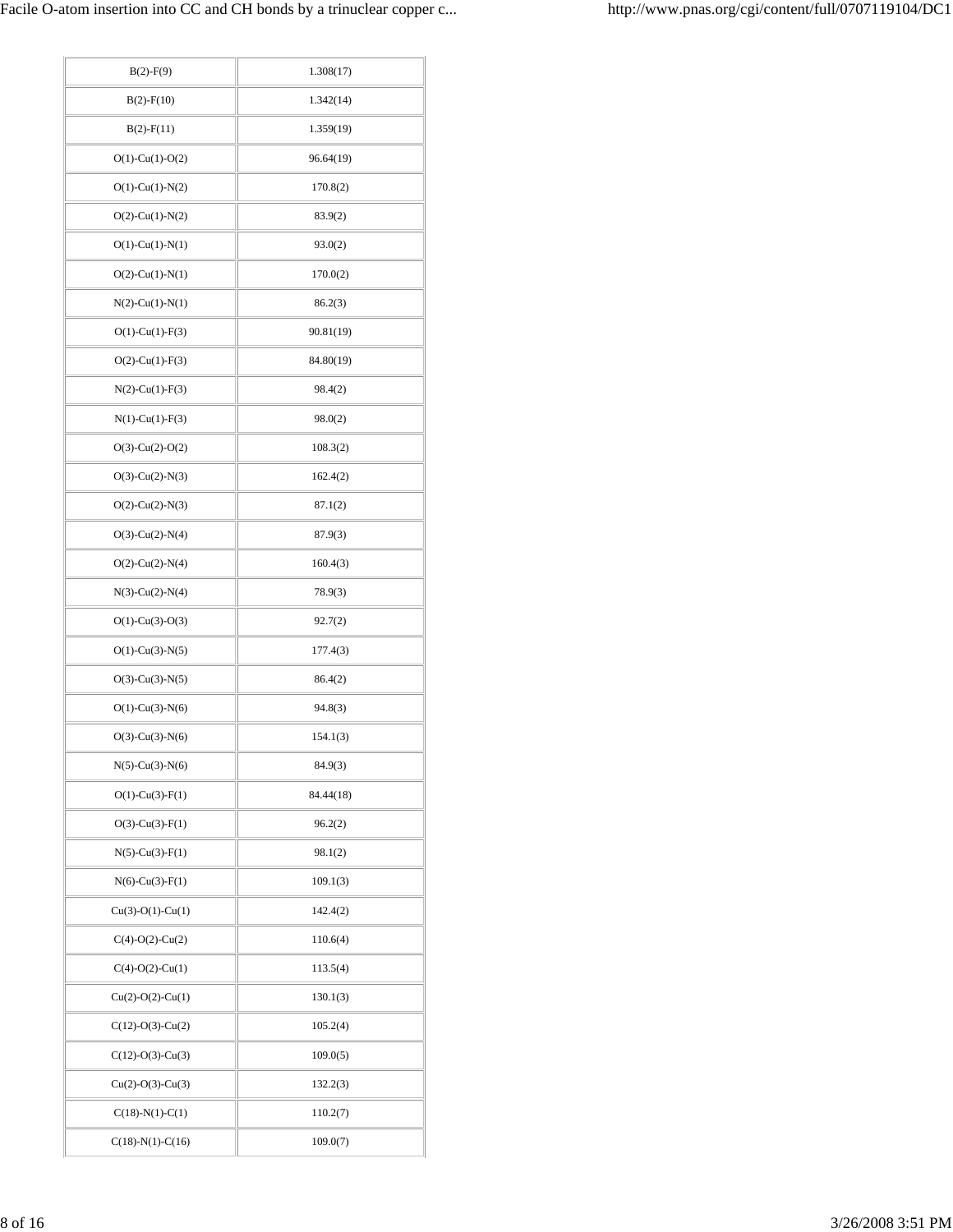| | |
|---|---|
| B(2)-F(9) | 1.308(17) |
| B(2)-F(10) | 1.342(14) |
| B(2)-F(11) | 1.359(19) |
| O(1)-Cu(1)-O(2) | 96.64(19) |
| O(1)-Cu(1)-N(2) | 170.8(2) |
| O(2)-Cu(1)-N(2) | 83.9(2) |
| O(1)-Cu(1)-N(1) | 93.0(2) |
| O(2)-Cu(1)-N(1) | 170.0(2) |
| N(2)-Cu(1)-N(1) | 86.2(3) |
| O(1)-Cu(1)-F(3) | 90.81(19) |
| O(2)-Cu(1)-F(3) | 84.80(19) |
| N(2)-Cu(1)-F(3) | 98.4(2) |
| N(1)-Cu(1)-F(3) | 98.0(2) |
| O(3)-Cu(2)-O(2) | 108.3(2) |
| O(3)-Cu(2)-N(3) | 162.4(2) |
| O(2)-Cu(2)-N(3) | 87.1(2) |
| O(3)-Cu(2)-N(4) | 87.9(3) |
| O(2)-Cu(2)-N(4) | 160.4(3) |
| N(3)-Cu(2)-N(4) | 78.9(3) |
| O(1)-Cu(3)-O(3) | 92.7(2) |
| O(1)-Cu(3)-N(5) | 177.4(3) |
| O(3)-Cu(3)-N(5) | 86.4(2) |
| O(1)-Cu(3)-N(6) | 94.8(3) |
| O(3)-Cu(3)-N(6) | 154.1(3) |
| N(5)-Cu(3)-N(6) | 84.9(3) |
| O(1)-Cu(3)-F(1) | 84.44(18) |
| O(3)-Cu(3)-F(1) | 96.2(2) |
| N(5)-Cu(3)-F(1) | 98.1(2) |
| N(6)-Cu(3)-F(1) | 109.1(3) |
| Cu(3)-O(1)-Cu(1) | 142.4(2) |
| C(4)-O(2)-Cu(2) | 110.6(4) |
| C(4)-O(2)-Cu(1) | 113.5(4) |
| Cu(2)-O(2)-Cu(1) | 130.1(3) |
| C(12)-O(3)-Cu(2) | 105.2(4) |
| C(12)-O(3)-Cu(3) | 109.0(5) |
| Cu(2)-O(3)-Cu(3) | 132.2(3) |
| C(18)-N(1)-C(1) | 110.2(7) |
| C(18)-N(1)-C(16) | 109.0(7) |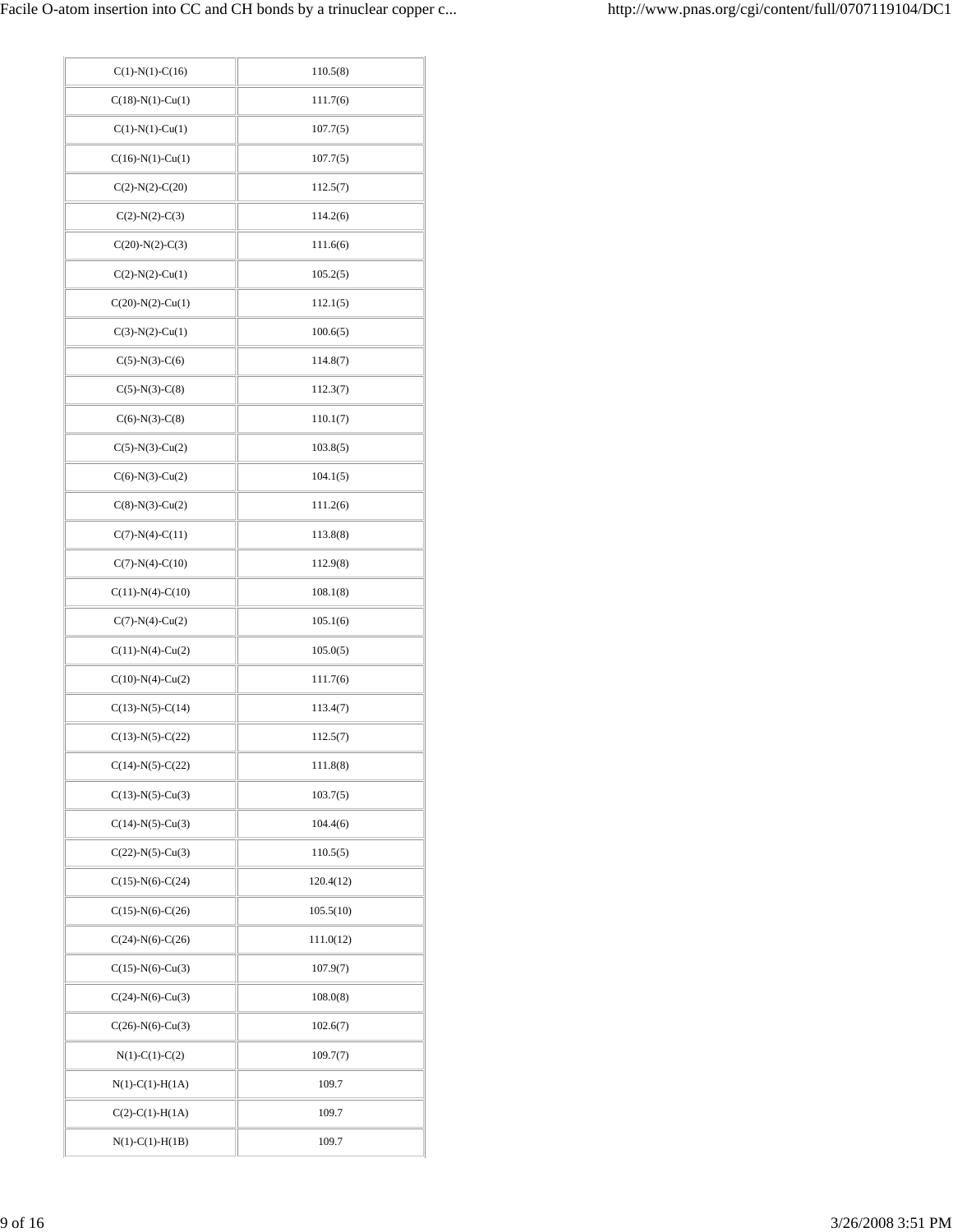| | |
|---|---|
| C(1)-N(1)-C(16) | 110.5(8) |
| C(18)-N(1)-Cu(1) | 111.7(6) |
| C(1)-N(1)-Cu(1) | 107.7(5) |
| C(16)-N(1)-Cu(1) | 107.7(5) |
| C(2)-N(2)-C(20) | 112.5(7) |
| C(2)-N(2)-C(3) | 114.2(6) |
| C(20)-N(2)-C(3) | 111.6(6) |
| C(2)-N(2)-Cu(1) | 105.2(5) |
| C(20)-N(2)-Cu(1) | 112.1(5) |
| C(3)-N(2)-Cu(1) | 100.6(5) |
| C(5)-N(3)-C(6) | 114.8(7) |
| C(5)-N(3)-C(8) | 112.3(7) |
| C(6)-N(3)-C(8) | 110.1(7) |
| C(5)-N(3)-Cu(2) | 103.8(5) |
| C(6)-N(3)-Cu(2) | 104.1(5) |
| C(8)-N(3)-Cu(2) | 111.2(6) |
| C(7)-N(4)-C(11) | 113.8(8) |
| C(7)-N(4)-C(10) | 112.9(8) |
| C(11)-N(4)-C(10) | 108.1(8) |
| C(7)-N(4)-Cu(2) | 105.1(6) |
| C(11)-N(4)-Cu(2) | 105.0(5) |
| C(10)-N(4)-Cu(2) | 111.7(6) |
| C(13)-N(5)-C(14) | 113.4(7) |
| C(13)-N(5)-C(22) | 112.5(7) |
| C(14)-N(5)-C(22) | 111.8(8) |
| C(13)-N(5)-Cu(3) | 103.7(5) |
| C(14)-N(5)-Cu(3) | 104.4(6) |
| C(22)-N(5)-Cu(3) | 110.5(5) |
| C(15)-N(6)-C(24) | 120.4(12) |
| C(15)-N(6)-C(26) | 105.5(10) |
| C(24)-N(6)-C(26) | 111.0(12) |
| C(15)-N(6)-Cu(3) | 107.9(7) |
| C(24)-N(6)-Cu(3) | 108.0(8) |
| C(26)-N(6)-Cu(3) | 102.6(7) |
| N(1)-C(1)-C(2) | 109.7(7) |
| N(1)-C(1)-H(1A) | 109.7 |
| C(2)-C(1)-H(1A) | 109.7 |
| N(1)-C(1)-H(1B) | 109.7 |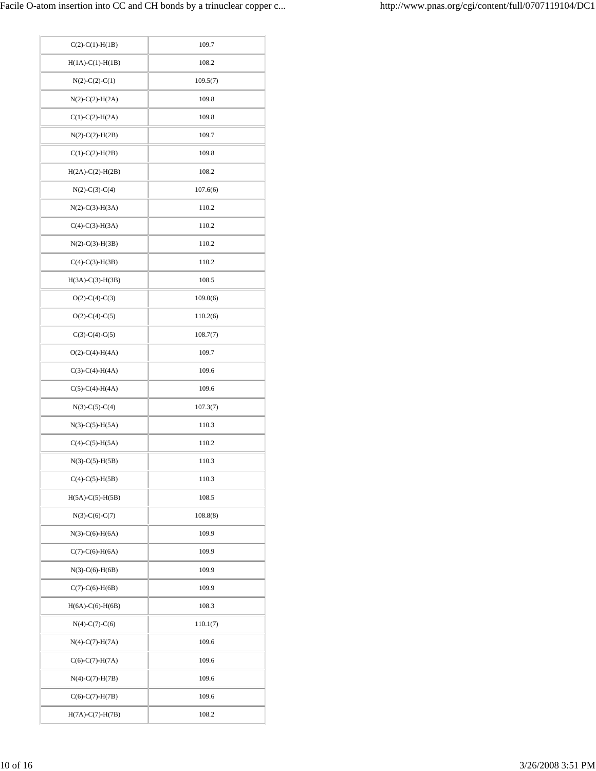| | |
|---|---|
| C(2)-C(1)-H(1B) | 109.7 |
| H(1A)-C(1)-H(1B) | 108.2 |
| N(2)-C(2)-C(1) | 109.5(7) |
| N(2)-C(2)-H(2A) | 109.8 |
| C(1)-C(2)-H(2A) | 109.8 |
| N(2)-C(2)-H(2B) | 109.7 |
| C(1)-C(2)-H(2B) | 109.8 |
| H(2A)-C(2)-H(2B) | 108.2 |
| N(2)-C(3)-C(4) | 107.6(6) |
| N(2)-C(3)-H(3A) | 110.2 |
| C(4)-C(3)-H(3A) | 110.2 |
| N(2)-C(3)-H(3B) | 110.2 |
| C(4)-C(3)-H(3B) | 110.2 |
| H(3A)-C(3)-H(3B) | 108.5 |
| O(2)-C(4)-C(3) | 109.0(6) |
| O(2)-C(4)-C(5) | 110.2(6) |
| C(3)-C(4)-C(5) | 108.7(7) |
| O(2)-C(4)-H(4A) | 109.7 |
| C(3)-C(4)-H(4A) | 109.6 |
| C(5)-C(4)-H(4A) | 109.6 |
| N(3)-C(5)-C(4) | 107.3(7) |
| N(3)-C(5)-H(5A) | 110.3 |
| C(4)-C(5)-H(5A) | 110.2 |
| N(3)-C(5)-H(5B) | 110.3 |
| C(4)-C(5)-H(5B) | 110.3 |
| H(5A)-C(5)-H(5B) | 108.5 |
| N(3)-C(6)-C(7) | 108.8(8) |
| N(3)-C(6)-H(6A) | 109.9 |
| C(7)-C(6)-H(6A) | 109.9 |
| N(3)-C(6)-H(6B) | 109.9 |
| C(7)-C(6)-H(6B) | 109.9 |
| H(6A)-C(6)-H(6B) | 108.3 |
| N(4)-C(7)-C(6) | 110.1(7) |
| N(4)-C(7)-H(7A) | 109.6 |
| C(6)-C(7)-H(7A) | 109.6 |
| N(4)-C(7)-H(7B) | 109.6 |
| C(6)-C(7)-H(7B) | 109.6 |
| H(7A)-C(7)-H(7B) | 108.2 |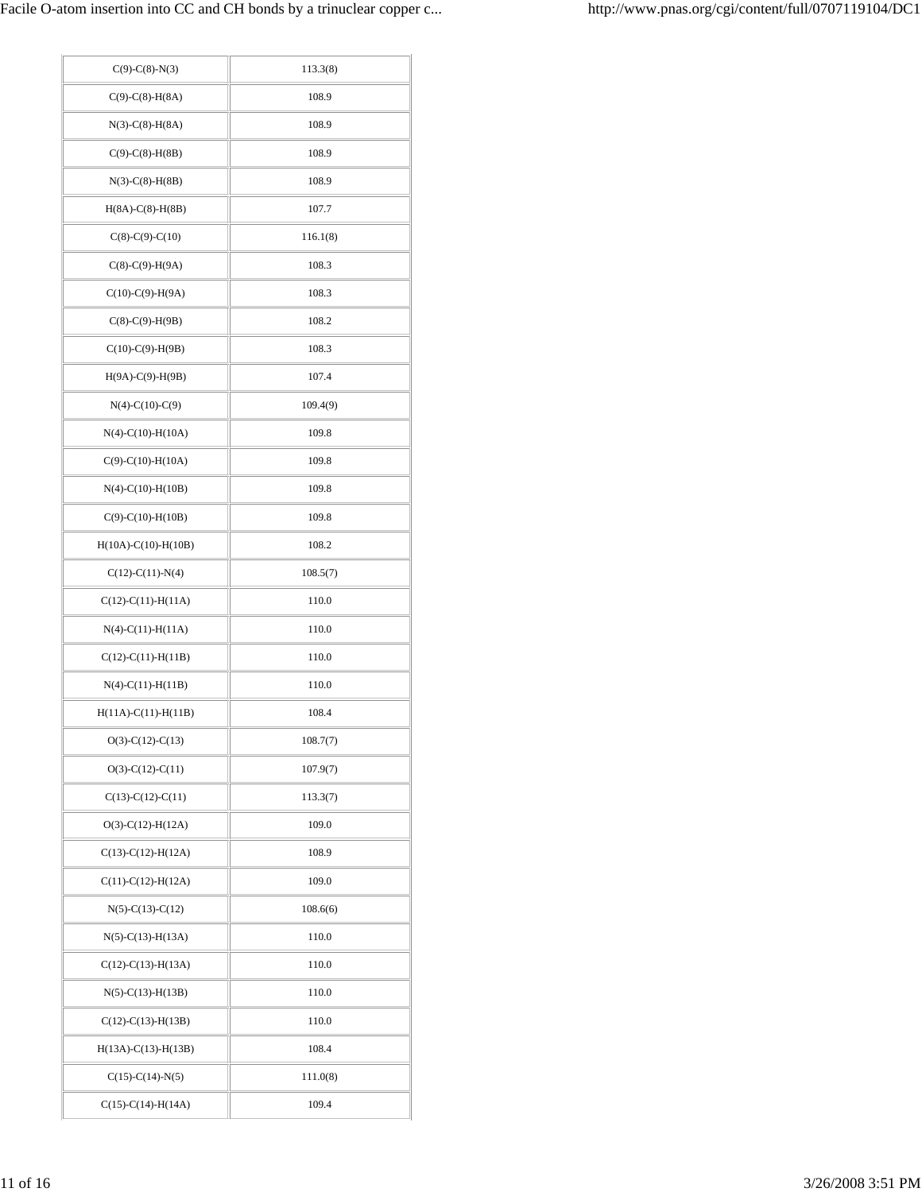| | |
|---|---|
| C(9)-C(8)-N(3) | 113.3(8) |
| C(9)-C(8)-H(8A) | 108.9 |
| N(3)-C(8)-H(8A) | 108.9 |
| C(9)-C(8)-H(8B) | 108.9 |
| N(3)-C(8)-H(8B) | 108.9 |
| H(8A)-C(8)-H(8B) | 107.7 |
| C(8)-C(9)-C(10) | 116.1(8) |
| C(8)-C(9)-H(9A) | 108.3 |
| C(10)-C(9)-H(9A) | 108.3 |
| C(8)-C(9)-H(9B) | 108.2 |
| C(10)-C(9)-H(9B) | 108.3 |
| H(9A)-C(9)-H(9B) | 107.4 |
| N(4)-C(10)-C(9) | 109.4(9) |
| N(4)-C(10)-H(10A) | 109.8 |
| C(9)-C(10)-H(10A) | 109.8 |
| N(4)-C(10)-H(10B) | 109.8 |
| C(9)-C(10)-H(10B) | 109.8 |
| H(10A)-C(10)-H(10B) | 108.2 |
| C(12)-C(11)-N(4) | 108.5(7) |
| C(12)-C(11)-H(11A) | 110.0 |
| N(4)-C(11)-H(11A) | 110.0 |
| C(12)-C(11)-H(11B) | 110.0 |
| N(4)-C(11)-H(11B) | 110.0 |
| H(11A)-C(11)-H(11B) | 108.4 |
| O(3)-C(12)-C(13) | 108.7(7) |
| O(3)-C(12)-C(11) | 107.9(7) |
| C(13)-C(12)-C(11) | 113.3(7) |
| O(3)-C(12)-H(12A) | 109.0 |
| C(13)-C(12)-H(12A) | 108.9 |
| C(11)-C(12)-H(12A) | 109.0 |
| N(5)-C(13)-C(12) | 108.6(6) |
| N(5)-C(13)-H(13A) | 110.0 |
| C(12)-C(13)-H(13A) | 110.0 |
| N(5)-C(13)-H(13B) | 110.0 |
| C(12)-C(13)-H(13B) | 110.0 |
| H(13A)-C(13)-H(13B) | 108.4 |
| C(15)-C(14)-N(5) | 111.0(8) |
| C(15)-C(14)-H(14A) | 109.4 |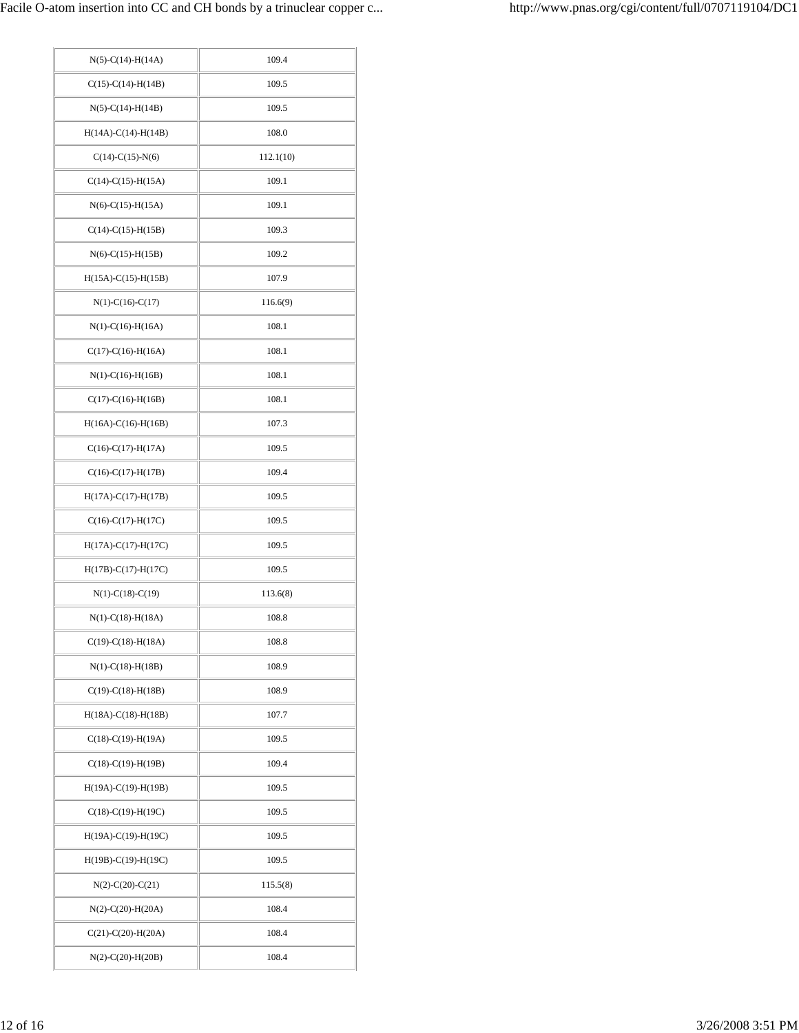| | |
|---|---|
| N(5)-C(14)-H(14A) | 109.4 |
| C(15)-C(14)-H(14B) | 109.5 |
| N(5)-C(14)-H(14B) | 109.5 |
| H(14A)-C(14)-H(14B) | 108.0 |
| C(14)-C(15)-N(6) | 112.1(10) |
| C(14)-C(15)-H(15A) | 109.1 |
| N(6)-C(15)-H(15A) | 109.1 |
| C(14)-C(15)-H(15B) | 109.3 |
| N(6)-C(15)-H(15B) | 109.2 |
| H(15A)-C(15)-H(15B) | 107.9 |
| N(1)-C(16)-C(17) | 116.6(9) |
| N(1)-C(16)-H(16A) | 108.1 |
| C(17)-C(16)-H(16A) | 108.1 |
| N(1)-C(16)-H(16B) | 108.1 |
| C(17)-C(16)-H(16B) | 108.1 |
| H(16A)-C(16)-H(16B) | 107.3 |
| C(16)-C(17)-H(17A) | 109.5 |
| C(16)-C(17)-H(17B) | 109.4 |
| H(17A)-C(17)-H(17B) | 109.5 |
| C(16)-C(17)-H(17C) | 109.5 |
| H(17A)-C(17)-H(17C) | 109.5 |
| H(17B)-C(17)-H(17C) | 109.5 |
| N(1)-C(18)-C(19) | 113.6(8) |
| N(1)-C(18)-H(18A) | 108.8 |
| C(19)-C(18)-H(18A) | 108.8 |
| N(1)-C(18)-H(18B) | 108.9 |
| C(19)-C(18)-H(18B) | 108.9 |
| H(18A)-C(18)-H(18B) | 107.7 |
| C(18)-C(19)-H(19A) | 109.5 |
| C(18)-C(19)-H(19B) | 109.4 |
| H(19A)-C(19)-H(19B) | 109.5 |
| C(18)-C(19)-H(19C) | 109.5 |
| H(19A)-C(19)-H(19C) | 109.5 |
| H(19B)-C(19)-H(19C) | 109.5 |
| N(2)-C(20)-C(21) | 115.5(8) |
| N(2)-C(20)-H(20A) | 108.4 |
| C(21)-C(20)-H(20A) | 108.4 |
| N(2)-C(20)-H(20B) | 108.4 |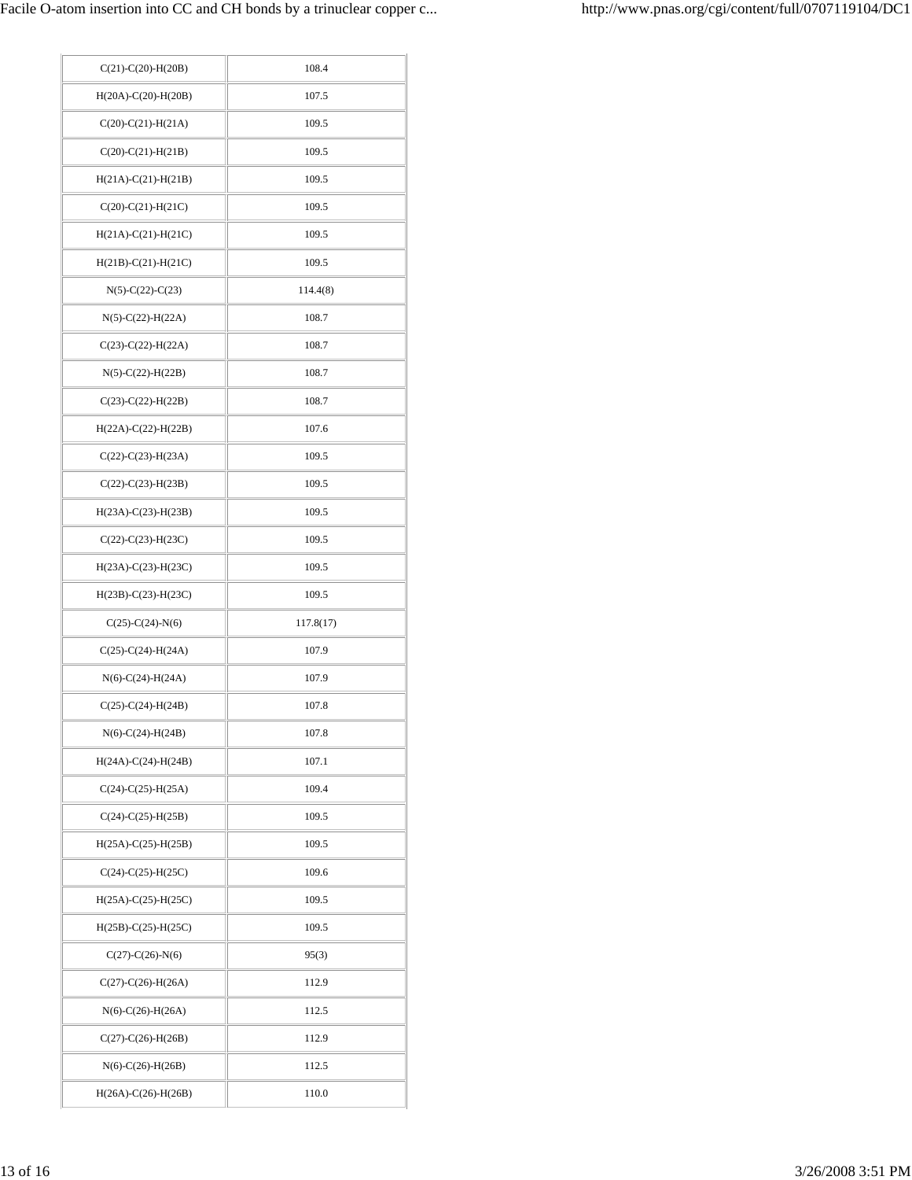| | |
|---|---|
| C(21)-C(20)-H(20B) | 108.4 |
| H(20A)-C(20)-H(20B) | 107.5 |
| C(20)-C(21)-H(21A) | 109.5 |
| C(20)-C(21)-H(21B) | 109.5 |
| H(21A)-C(21)-H(21B) | 109.5 |
| C(20)-C(21)-H(21C) | 109.5 |
| H(21A)-C(21)-H(21C) | 109.5 |
| H(21B)-C(21)-H(21C) | 109.5 |
| N(5)-C(22)-C(23) | 114.4(8) |
| N(5)-C(22)-H(22A) | 108.7 |
| C(23)-C(22)-H(22A) | 108.7 |
| N(5)-C(22)-H(22B) | 108.7 |
| C(23)-C(22)-H(22B) | 108.7 |
| H(22A)-C(22)-H(22B) | 107.6 |
| C(22)-C(23)-H(23A) | 109.5 |
| C(22)-C(23)-H(23B) | 109.5 |
| H(23A)-C(23)-H(23B) | 109.5 |
| C(22)-C(23)-H(23C) | 109.5 |
| H(23A)-C(23)-H(23C) | 109.5 |
| H(23B)-C(23)-H(23C) | 109.5 |
| C(25)-C(24)-N(6) | 117.8(17) |
| C(25)-C(24)-H(24A) | 107.9 |
| N(6)-C(24)-H(24A) | 107.9 |
| C(25)-C(24)-H(24B) | 107.8 |
| N(6)-C(24)-H(24B) | 107.8 |
| H(24A)-C(24)-H(24B) | 107.1 |
| C(24)-C(25)-H(25A) | 109.4 |
| C(24)-C(25)-H(25B) | 109.5 |
| H(25A)-C(25)-H(25B) | 109.5 |
| C(24)-C(25)-H(25C) | 109.6 |
| H(25A)-C(25)-H(25C) | 109.5 |
| H(25B)-C(25)-H(25C) | 109.5 |
| C(27)-C(26)-N(6) | 95(3) |
| C(27)-C(26)-H(26A) | 112.9 |
| N(6)-C(26)-H(26A) | 112.5 |
| C(27)-C(26)-H(26B) | 112.9 |
| N(6)-C(26)-H(26B) | 112.5 |
| H(26A)-C(26)-H(26B) | 110.0 |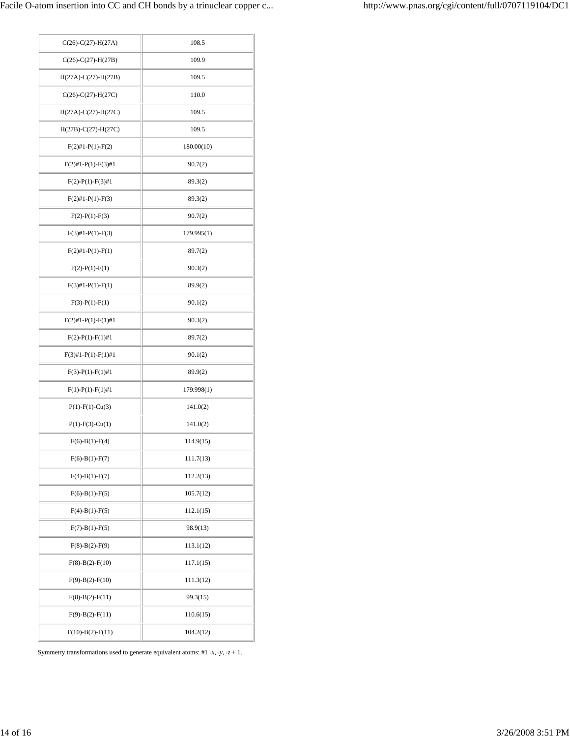| | |
|---|---|
| C(26)-C(27)-H(27A) | 108.5 |
| C(26)-C(27)-H(27B) | 109.9 |
| H(27A)-C(27)-H(27B) | 109.5 |
| C(26)-C(27)-H(27C) | 110.0 |
| H(27A)-C(27)-H(27C) | 109.5 |
| H(27B)-C(27)-H(27C) | 109.5 |
| F(2)#1-P(1)-F(2) | 180.00(10) |
| F(2)#1-P(1)-F(3)#1 | 90.7(2) |
| F(2)-P(1)-F(3)#1 | 89.3(2) |
| F(2)#1-P(1)-F(3) | 89.3(2) |
| F(2)-P(1)-F(3) | 90.7(2) |
| F(3)#1-P(1)-F(3) | 179.995(1) |
| F(2)#1-P(1)-F(1) | 89.7(2) |
| F(2)-P(1)-F(1) | 90.3(2) |
| F(3)#1-P(1)-F(1) | 89.9(2) |
| F(3)-P(1)-F(1) | 90.1(2) |
| F(2)#1-P(1)-F(1)#1 | 90.3(2) |
| F(2)-P(1)-F(1)#1 | 89.7(2) |
| F(3)#1-P(1)-F(1)#1 | 90.1(2) |
| F(3)-P(1)-F(1)#1 | 89.9(2) |
| F(1)-P(1)-F(1)#1 | 179.998(1) |
| P(1)-F(1)-Cu(3) | 141.0(2) |
| P(1)-F(3)-Cu(1) | 141.0(2) |
| F(6)-B(1)-F(4) | 114.9(15) |
| F(6)-B(1)-F(7) | 111.7(13) |
| F(4)-B(1)-F(7) | 112.2(13) |
| F(6)-B(1)-F(5) | 105.7(12) |
| F(4)-B(1)-F(5) | 112.1(15) |
| F(7)-B(1)-F(5) | 98.9(13) |
| F(8)-B(2)-F(9) | 113.1(12) |
| F(8)-B(2)-F(10) | 117.1(15) |
| F(9)-B(2)-F(10) | 111.3(12) |
| F(8)-B(2)-F(11) | 99.3(15) |
| F(9)-B(2)-F(11) | 110.6(15) |
| F(10)-B(2)-F(11) | 104.2(12) |

Symmetry transformations used to generate equivalent atoms: #1 $-x$, $-y$, $-z + 1$.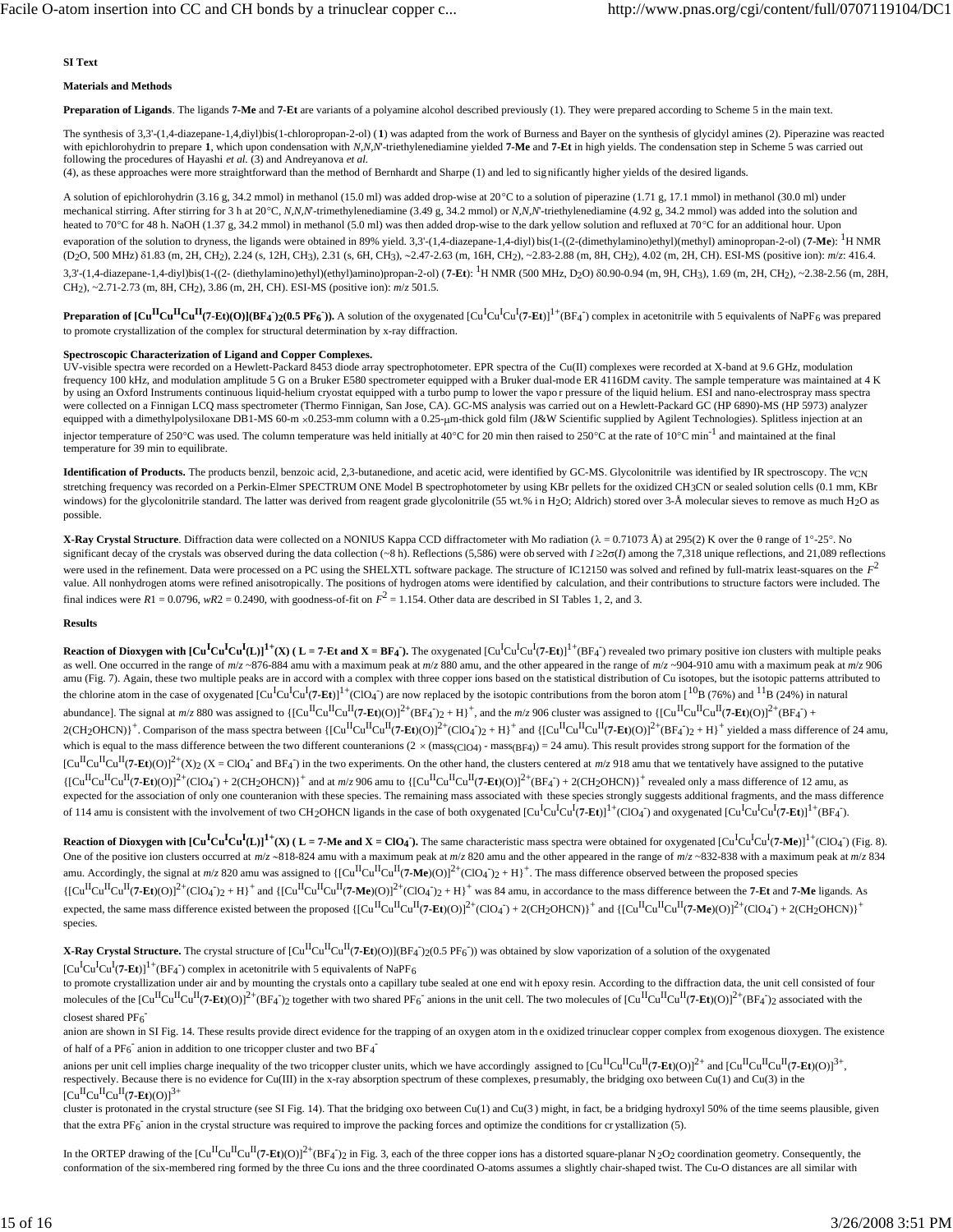**SI Text**

**Materials and Methods**

**Preparation of Ligands**. The ligands **7-Me** and **7-Et** are variants of a polyamine alcohol described previously (1). They were prepared according to Scheme 5 in the main text.

The synthesis of 3,3'-(1,4-diazepane-1,4,diyl)bis(1-chloropropan-2-ol) (**1**) was adapted from the work of Burness and Bayer on the synthesis of glycidyl amines (2). Piperazine was reacted with epichlorohydrin to prepare **1**, which upon condensation with *N,N,N'*-triethylenediamine yielded **7-Me** and **7-Et** in high yields. The condensation step in Scheme 5 was carried out following the procedures of Hayashi *et al.* (3) and Andreyanova *et al.* (4), as these approaches were more straightforward than the method of Bernhardt and Sharpe (1) and led to significantly higher yields of the desired ligands.

A solution of epichlorohydrin (3.16 g, 34.2 mmol) in methanol (15.0 ml) was added drop-wise at 20°C to a solution of piperazine (1.71 g, 17.1 mmol) in methanol (30.0 ml) under mechanical stirring. After stirring for 3 h at 20°C, *N,N,N'*-trimethylenediamine (3.49 g, 34.2 mmol) or *N,N,N'*-triethylenediamine (4.92 g, 34.2 mmol) was added into the solution and heated to 70°C for 48 h. NaOH (1.37 g, 34.2 mmol) in methanol (5.0 ml) was then added drop-wise to the dark yellow solution and refluxed at 70°C for an additional hour. Upon evaporation of the solution to dryness, the ligands were obtained in 89% yield. 3,3'-(1,4-diazepane-1,4-diyl) bis(1-((2-(dimethylamino)ethyl)(methyl) aminopropan-2-ol) (**7-Me**): $^1$H NMR ($D_2O$, 500 MHz) δ1.83 (m, 2H, $CH_2$), 2.24 (s, 12H, $CH_3$), 2.31 (s, 6H, $CH_3$), ~2.47-2.63 (m, 16H, $CH_2$), ~2.83-2.88 (m, 8H, $CH_2$), 4.02 (m, 2H, CH). ESI-MS (positive ion): *m/z*: 416.4. 3,3'-(1,4-diazepane-1,4-diyl)bis(1-((2- (diethylamino)ethyl)(ethyl)amino)propan-2-ol) (**7-Et**): $^1$H NMR (500 MHz, $D_2O$) δ0.90-0.94 (m, 9H, $CH_3$), 1.69 (m, 2H, $CH_2$), ~2.38-2.56 (m, 28H, $CH_2$), ~2.71-2.73 (m, 8H, $CH_2$), 3.86 (m, 2H, CH). ESI-MS (positive ion): *m/z* 501.5.

**Preparation of $[Cu^{II}Cu^{II}Cu^{II}$(7-Et)(O)]$(BF_4^-)_2(0.5\ PF_6^-)$).** A solution of the oxygenated $[Cu^ICu^ICu^I$(**7-Et**)$]^{1+}(BF_4^-)$ complex in acetonitrile with 5 equivalents of $NaPF_6$ was prepared to promote crystallization of the complex for structural determination by x-ray diffraction.

**Spectroscopic Characterization of Ligand and Copper Complexes.**
UV-visible spectra were recorded on a Hewlett-Packard 8453 diode array spectrophotometer. EPR spectra of the Cu(II) complexes were recorded at X-band at 9.6 GHz, modulation frequency 100 kHz, and modulation amplitude 5 G on a Bruker E580 spectrometer equipped with a Bruker dual-mode ER 4116DM cavity. The sample temperature was maintained at 4 K by using an Oxford Instruments continuous liquid-helium cryostat equipped with a turbo pump to lower the vapor pressure of the liquid helium. ESI and nano-electrospray mass spectra were collected on a Finnigan LCQ mass spectrometer (Thermo Finnigan, San Jose, CA). GC-MS analysis was carried out on a Hewlett-Packard GC (HP 6890)-MS (HP 5973) analyzer equipped with a dimethylpolysiloxane DB1-MS 60-m ×0.253-mm column with a 0.25-μm-thick gold film (J&W Scientific supplied by Agilent Technologies). Splitless injection at an injector temperature of 250°C was used. The column temperature was held initially at 40°C for 20 min then raised to 250°C at the rate of 10°C min$^{-1}$ and maintained at the final temperature for 39 min to equilibrate.

**Identification of Products.** The products benzil, benzoic acid, 2,3-butanedione, and acetic acid, were identified by GC-MS. Glycolonitrile was identified by IR spectroscopy. The $\nu_{CN}$ stretching frequency was recorded on a Perkin-Elmer SPECTRUM ONE Model B spectrophotometer by using KBr pellets for the oxidized $CH_3CN$ or sealed solution cells (0.1 mm, KBr windows) for the glycolonitrile standard. The latter was derived from reagent grade glycolonitrile (55 wt.% in $H_2O$; Aldrich) stored over 3-Å molecular sieves to remove as much $H_2O$ as possible.

**X-Ray Crystal Structure**. Diffraction data were collected on a NONIUS Kappa CCD diffractometer with Mo radiation (λ = 0.71073 Å) at 295(2) K over the θ range of 1°-25°. No significant decay of the crystals was observed during the data collection (~8 h). Reflections (5,586) were observed with $I \geq 2\sigma(I)$ among the 7,318 unique reflections, and 21,089 reflections were used in the refinement. Data were processed on a PC using the SHELXTL software package. The structure of IC12150 was solved and refined by full-matrix least-squares on the $F^2$ value. All nonhydrogen atoms were refined anisotropically. The positions of hydrogen atoms were identified by calculation, and their contributions to structure factors were included. The final indices were $R1 = 0.0796$, $wR2 = 0.2490$, with goodness-of-fit on $F^2 = 1.154$. Other data are described in SI Tables 1, 2, and 3.

**Results**

**Reaction of Dioxygen with $[Cu^ICu^ICu^I(L)]^{1+}$(X) ( L = 7-Et and X = $BF_4^-$).** The oxygenated $[Cu^ICu^ICu^I$(**7-Et**)$]^{1+}(BF_4^-)$ revealed two primary positive ion clusters with multiple peaks as well. One occurred in the range of *m/z* ~876-884 amu with a maximum peak at *m/z* 880 amu, and the other appeared in the range of *m/z* ~904-910 amu with a maximum peak at *m/z* 906 amu (Fig. 7). Again, these two multiple peaks are in accord with a complex with three copper ions based on the statistical distribution of Cu isotopes, but the isotopic patterns attributed to the chlorine atom in the case of oxygenated $[Cu^ICu^ICu^I$(**7-Et**)$]^{1+}(ClO_4^-)$ are now replaced by the isotopic contributions from the boron atom [$^{10}$B (76%) and $^{11}$B (24%) in natural abundance]. The signal at *m/z* 880 was assigned to $\{[Cu^{II}Cu^{II}Cu^{II}$(**7-Et**)(O)$]^{2+}(BF_4^-)_2 + H\}^+$, and the *m/z* 906 cluster was assigned to $\{[Cu^{II}Cu^{II}Cu^{II}$(**7-Et**)(O)$]^{2+}(BF_4^-)$ + $2(CH_2OHCN)\}^+$. Comparison of the mass spectra between $\{[Cu^{II}Cu^{II}Cu^{II}$(**7-Et**)(O)$]^{2+}(ClO_4^-)_2 + H\}^+$ and $\{[Cu^{II}Cu^{II}Cu^{II}$(**7-Et**)(O)$]^{2+}(BF_4^-)_2 + H\}^+$ yielded a mass difference of 24 amu, which is equal to the mass difference between the two different counteranions (2 × (mass$_{(ClO4)}$ - mass$_{(BF4)}$) = 24 amu). This result provides strong support for the formation of the $[Cu^{II}Cu^{II}Cu^{II}$(**7-Et**)(O)$]^{2+}(X)_2$ (X = $ClO_4^-$ and $BF_4^-$) in the two experiments. On the other hand, the clusters centered at *m/z* 918 amu that we tentatively have assigned to the putative $\{[Cu^{II}Cu^{II}Cu^{II}$(**7-Et**)(O)$]^{2+}(ClO_4^-) + 2(CH_2OHCN)\}^+$ and at *m/z* 906 amu to $\{[Cu^{II}Cu^{II}Cu^{II}$(**7-Et**)(O)$]^{2+}(BF_4^-) + 2(CH_2OHCN)\}^+$ revealed only a mass difference of 12 amu, as expected for the association of only one counteranion with these species. The remaining mass associated with these species strongly suggests additional fragments, and the mass difference of 114 amu is consistent with the involvement of two $CH_2OHCN$ ligands in the case of both oxygenated $[Cu^ICu^ICu^I$(**7-Et**)$]^{1+}(ClO_4^-)$ and oxygenated $[Cu^ICu^ICu^I$(**7-Et**)$]^{1+}(BF_4^-)$.

**Reaction of Dioxygen with $[Cu^ICu^ICu^I(L)]^{1+}$(X) ( L = 7-Me and X = $ClO_4^-$).** The same characteristic mass spectra were obtained for oxygenated $[Cu^ICu^ICu^I$(**7-Me**)$]^{1+}(ClO_4^-)$ (Fig. 8). One of the positive ion clusters occurred at *m/z* ~818-824 amu with a maximum peak at *m/z* 820 amu and the other appeared in the range of *m/z* ~832-838 with a maximum peak at *m/z* 834 amu. Accordingly, the signal at *m/z* 820 amu was assigned to $\{[Cu^{II}Cu^{II}Cu^{II}$(**7-Me**)(O)$]^{2+}(ClO_4^-)_2 + H\}^+$. The mass difference observed between the proposed species $\{[Cu^{II}Cu^{II}Cu^{II}$(**7-Et**)(O)$]^{2+}(ClO_4^-)_2 + H\}^+$ and $\{[Cu^{II}Cu^{II}Cu^{II}$(**7-Me**)(O)$]^{2+}(ClO_4^-)_2 + H\}^+$ was 84 amu, in accordance to the mass difference between the **7-Et** and **7-Me** ligands. As expected, the same mass difference existed between the proposed $\{[Cu^{II}Cu^{II}Cu^{II}$(**7-Et**)(O)$]^{2+}(ClO_4^-) + 2(CH_2OHCN)\}^+$ and $\{[Cu^{II}Cu^{II}Cu^{II}$(**7-Me**)(O)$]^{2+}(ClO_4^-) + 2(CH_2OHCN)\}^+$ species.

**X-Ray Crystal Structure.** The crystal structure of $[Cu^{II}Cu^{II}Cu^{II}$(**7-Et**)(O)$](BF_4^-)_2(0.5\ PF_6^-)$) was obtained by slow vaporization of a solution of the oxygenated $[Cu^ICu^ICu^I$(**7-Et**)$]^{1+}(BF_4^-)$ complex in acetonitrile with 5 equivalents of $NaPF_6$ to promote crystallization under air and by mounting the crystals onto a capillary tube sealed at one end with epoxy resin. According to the diffraction data, the unit cell consisted of four molecules of the $[Cu^{II}Cu^{II}Cu^{II}$(**7-Et**)(O)$]^{2+}(BF_4^-)_2$ together with two shared $PF_6^-$ anions in the unit cell. The two molecules of $[Cu^{II}Cu^{II}Cu^{II}$(**7-Et**)(O)$]^{2+}(BF_4^-)_2$ associated with the closest shared $PF_6^-$ anion are shown in SI Fig. 14. These results provide direct evidence for the trapping of an oxygen atom in the oxidized trinuclear copper complex from exogenous dioxygen. The existence of half of a $PF_6^-$ anion in addition to one tricopper cluster and two $BF_4^-$ anions per unit cell implies charge inequality of the two tricopper cluster units, which we have accordingly assigned to $[Cu^{II}Cu^{II}Cu^{II}$(**7-Et**)(O)$]^{2+}$ and $[Cu^{II}Cu^{II}Cu^{II}$(**7-Et**)(O)$]^{3+}$, respectively. Because there is no evidence for Cu(III) in the x-ray absorption spectrum of these complexes, presumably, the bridging oxo between Cu(1) and Cu(3) in the $[Cu^{II}Cu^{II}Cu^{II}$(**7-Et**)(O)$]^{3+}$ cluster is protonated in the crystal structure (see SI Fig. 14). That the bridging oxo between Cu(1) and Cu(3) might, in fact, be a bridging hydroxyl 50% of the time seems plausible, given that the extra $PF_6^-$ anion in the crystal structure was required to improve the packing forces and optimize the conditions for crystallization (5).

In the ORTEP drawing of the $[Cu^{II}Cu^{II}Cu^{II}$(**7-Et**)(O)$]^{2+}(BF_4^-)_2$ in Fig. 3, each of the three copper ions has a distorted square-planar $N_2O_2$ coordination geometry. Consequently, the conformation of the six-membered ring formed by the three Cu ions and the three coordinated O-atoms assumes a slightly chair-shaped twist. The Cu-O distances are all similar with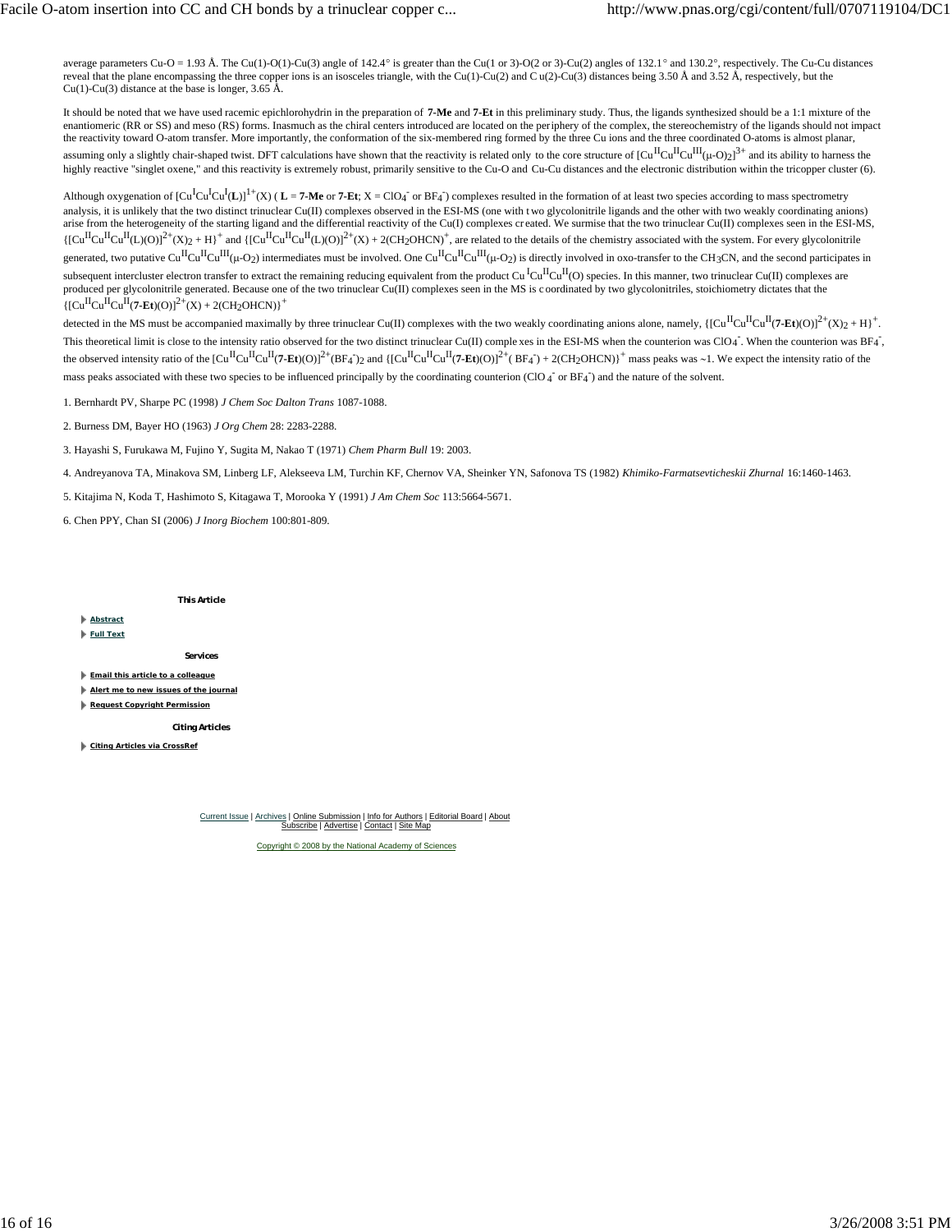average parameters Cu-O = 1.93 Å. The Cu(1)-O(1)-Cu(3) angle of 142.4° is greater than the Cu(1 or 3)-O(2 or 3)-Cu(2) angles of 132.1° and 130.2°, respectively. The Cu-Cu distances reveal that the plane encompassing the three copper ions is an isosceles triangle, with the Cu(1)-Cu(2) and Cu(2)-Cu(3) distances being 3.50 Å and 3.52 Å, respectively, but the Cu(1)-Cu(3) distance at the base is longer, 3.65 Å.

It should be noted that we have used racemic epichlorohydrin in the preparation of **7-Me** and **7-Et** in this preliminary study. Thus, the ligands synthesized should be a 1:1 mixture of the enantiomeric (RR or SS) and meso (RS) forms. Inasmuch as the chiral centers introduced are located on the periphery of the complex, the stereochemistry of the ligands should not impact the reactivity toward O-atom transfer. More importantly, the conformation of the six-membered ring formed by the three Cu ions and the three coordinated O-atoms is almost planar, assuming only a slightly chair-shaped twist. DFT calculations have shown that the reactivity is related only to the core structure of $[Cu^{II}Cu^{II}Cu^{III}(\mu\text{-}O)_2]^{3+}$ and its ability to harness the highly reactive "singlet oxene," and this reactivity is extremely robust, primarily sensitive to the Cu-O and Cu-Cu distances and the electronic distribution within the tricopper cluster (6).

Although oxygenation of $[Cu^{I}Cu^{I}Cu^{I}(\mathbf{L})]^{1+}(X)$ ( **L** = **7-Me** or **7-Et**; X = $ClO_4^-$ or $BF_4^-$) complexes resulted in the formation of at least two species according to mass spectrometry analysis, it is unlikely that the two distinct trinuclear Cu(II) complexes observed in the ESI-MS (one with two glycolonitrile ligands and the other with two weakly coordinating anions) arise from the heterogeneity of the starting ligand and the differential reactivity of the Cu(I) complexes created. We surmise that the two trinuclear Cu(II) complexes seen in the ESI-MS, $\{[Cu^{II}Cu^{II}Cu^{II}(L)(O)]^{2+}(X)_2 + H\}^+$ and $\{[Cu^{II}Cu^{II}Cu^{II}(L)(O)]^{2+}(X) + 2(CH_2OHCN)\}^+$, are related to the details of the chemistry associated with the system. For every glycolonitrile generated, two putative $Cu^{II}Cu^{II}Cu^{III}(\mu\text{-}O_2)$ intermediates must be involved. One $Cu^{II}Cu^{II}Cu^{III}(\mu\text{-}O_2)$ is directly involved in oxo-transfer to the $CH_3CN$, and the second participates in subsequent intercluster electron transfer to extract the remaining reducing equivalent from the product $Cu^{I}Cu^{II}Cu^{II}(O)$ species. In this manner, two trinuclear Cu(II) complexes are produced per glycolonitrile generated. Because one of the two trinuclear Cu(II) complexes seen in the MS is coordinated by two glycolonitriles, stoichiometry dictates that the $\{[Cu^{II}Cu^{II}Cu^{II}(\mathbf{7\text{-}Et})(O)]^{2+}(X) + 2(CH_2OHCN)\}^+$ detected in the MS must be accompanied maximally by three trinuclear Cu(II) complexes with the two weakly coordinating anions alone, namely, $\{[Cu^{II}Cu^{II}Cu^{II}(\mathbf{7\text{-}Et})(O)]^{2+}(X)_2 + H\}^+$. This theoretical limit is close to the intensity ratio observed for the two distinct trinuclear Cu(II) complexes in the ESI-MS when the counterion was $ClO_4^-$. When the counterion was $BF_4^-$, the observed intensity ratio of the $[Cu^{II}Cu^{II}Cu^{II}(\mathbf{7\text{-}Et})(O)]^{2+}(BF_4^-)_2$ and $\{[Cu^{II}Cu^{II}Cu^{II}(\mathbf{7\text{-}Et})(O)]^{2+}(BF_4^-) + 2(CH_2OHCN)\}^+$ mass peaks was ~1. We expect the intensity ratio of the mass peaks associated with these two species to be influenced principally by the coordinating counterion ($ClO_4^-$ or $BF_4^-$) and the nature of the solvent.

1. Bernhardt PV, Sharpe PC (1998) *J Chem Soc Dalton Trans* 1087-1088.

2. Burness DM, Bayer HO (1963) *J Org Chem* 28: 2283-2288.

3. Hayashi S, Furukawa M, Fujino Y, Sugita M, Nakao T (1971) *Chem Pharm Bull* 19: 2003.

4. Andreyanova TA, Minakova SM, Linberg LF, Alekseeva LM, Turchin KF, Chernov VA, Sheinker YN, Safonova TS (1982) *Khimiko-Farmatsevticheskii Zhurnal* 16:1460-1463.

5. Kitajima N, Koda T, Hashimoto S, Kitagawa T, Morooka Y (1991) *J Am Chem Soc* 113:5664-5671.

6. Chen PPY, Chan SI (2006) *J Inorg Biochem* 100:801-809.